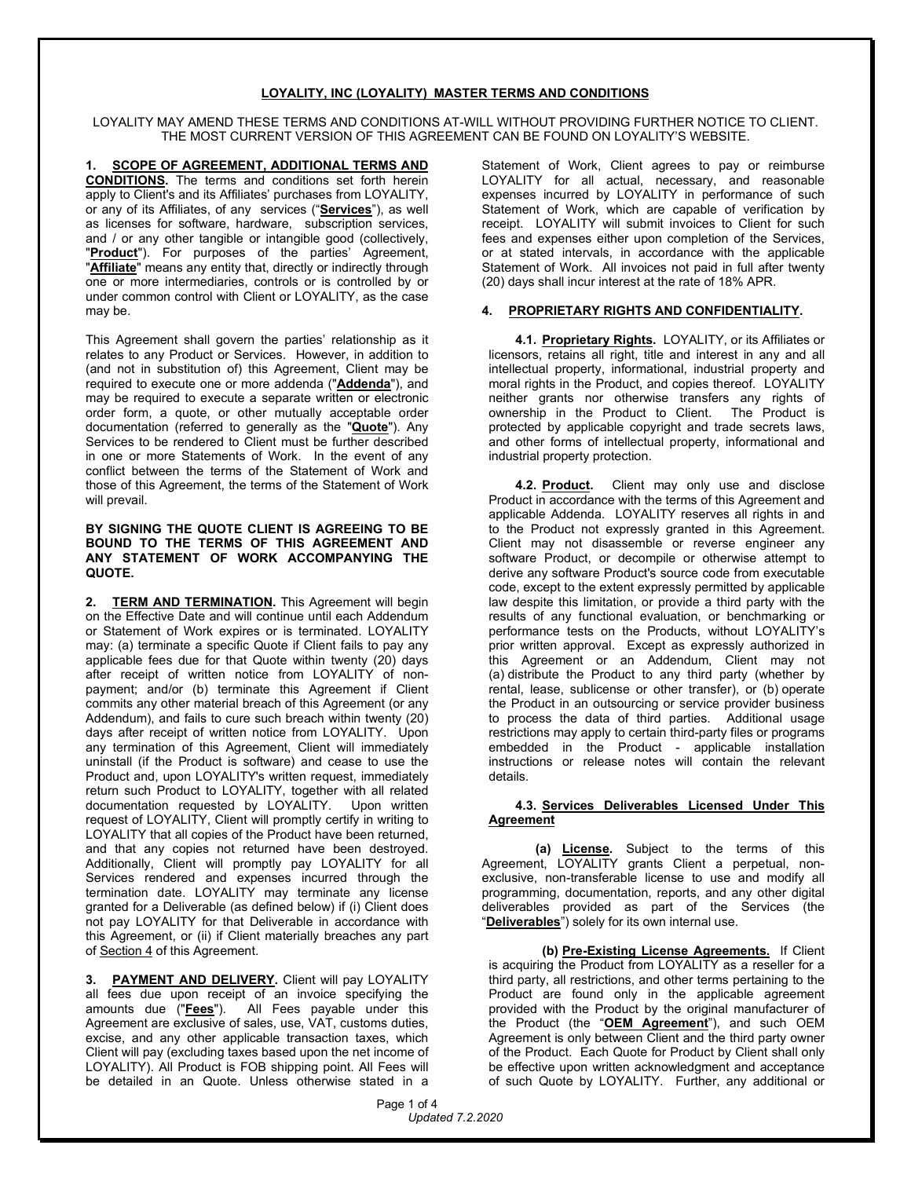# LOYALITY, INC (LOYALITY) MASTER TERMS AND CONDITIONS

LOYALITY MAY AMEND THESE TERMS AND CONDITIONS AT-WILL WITHOUT PROVIDING FURTHER NOTICE TO CLIENT. THE MOST CURRENT VERSION OF THIS AGREEMENT CAN BE FOUND ON LOYALITY'S WEBSITE.

**1. SCOPE OF AGREEMENT, ADDITIONAL TERMS AND CONDITIONS.** The terms and conditions set forth herein apply to Client's and its Affiliates' purchases from LOYALITY, or any of its Affiliates, of any services ("**Services**"), as well as licenses for software, hardware, subscription services, and / or any other tangible or intangible good (collectively, "**Product**"). For purposes of the parties' Agreement, "**Affiliate**" means any entity that, directly or indirectly through one or more intermediaries, controls or is controlled by or under common control with Client or LOYALITY, as the case may be.

This Agreement shall govern the parties' relationship as it relates to any Product or Services. However, in addition to (and not in substitution of) this Agreement, Client may be required to execute one or more addenda ("**Addenda**"), and may be required to execute a separate written or electronic order form, a quote, or other mutually acceptable order documentation (referred to generally as the "**Quote**"). Any Services to be rendered to Client must be further described in one or more Statements of Work. In the event of any conflict between the terms of the Statement of Work and those of this Agreement, the terms of the Statement of Work will prevail.

**BY SIGNING THE QUOTE CLIENT IS AGREEING TO BE BOUND TO THE TERMS OF THIS AGREEMENT AND ANY STATEMENT OF WORK ACCOMPANYING THE QUOTE.**

**2. TERM AND TERMINATION.** This Agreement will begin on the Effective Date and will continue until each Addendum or Statement of Work expires or is terminated. LOYALITY may: (a) terminate a specific Quote if Client fails to pay any applicable fees due for that Quote within twenty (20) days after receipt of written notice from LOYALITY of non-payment; and/or (b) terminate this Agreement if Client commits any other material breach of this Agreement (or any Addendum), and fails to cure such breach within twenty (20) days after receipt of written notice from LOYALITY. Upon any termination of this Agreement, Client will immediately uninstall (if the Product is software) and cease to use the Product and, upon LOYALITY's written request, immediately return such Product to LOYALITY, together with all related documentation requested by LOYALITY. Upon written request of LOYALITY, Client will promptly certify in writing to LOYALITY that all copies of the Product have been returned, and that any copies not returned have been destroyed. Additionally, Client will promptly pay LOYALITY for all Services rendered and expenses incurred through the termination date. LOYALITY may terminate any license granted for a Deliverable (as defined below) if (i) Client does not pay LOYALITY for that Deliverable in accordance with this Agreement, or (ii) if Client materially breaches any part of Section 4 of this Agreement.

**3. PAYMENT AND DELIVERY.** Client will pay LOYALITY all fees due upon receipt of an invoice specifying the amounts due ("**Fees**"). All Fees payable under this Agreement are exclusive of sales, use, VAT, customs duties, excise, and any other applicable transaction taxes, which Client will pay (excluding taxes based upon the net income of LOYALITY). All Product is FOB shipping point. All Fees will be detailed in an Quote. Unless otherwise stated in a Statement of Work, Client agrees to pay or reimburse LOYALITY for all actual, necessary, and reasonable expenses incurred by LOYALITY in performance of such Statement of Work, which are capable of verification by receipt. LOYALITY will submit invoices to Client for such fees and expenses either upon completion of the Services, or at stated intervals, in accordance with the applicable Statement of Work. All invoices not paid in full after twenty (20) days shall incur interest at the rate of 18% APR.

**4. PROPRIETARY RIGHTS AND CONFIDENTIALITY.**

**4.1. Proprietary Rights.** LOYALITY, or its Affiliates or licensors, retains all right, title and interest in any and all intellectual property, informational, industrial property and moral rights in the Product, and copies thereof. LOYALITY neither grants nor otherwise transfers any rights of ownership in the Product to Client. The Product is protected by applicable copyright and trade secrets laws, and other forms of intellectual property, informational and industrial property protection.

**4.2. Product.** Client may only use and disclose Product in accordance with the terms of this Agreement and applicable Addenda. LOYALITY reserves all rights in and to the Product not expressly granted in this Agreement. Client may not disassemble or reverse engineer any software Product, or decompile or otherwise attempt to derive any software Product's source code from executable code, except to the extent expressly permitted by applicable law despite this limitation, or provide a third party with the results of any functional evaluation, or benchmarking or performance tests on the Products, without LOYALITY's prior written approval. Except as expressly authorized in this Agreement or an Addendum, Client may not (a) distribute the Product to any third party (whether by rental, lease, sublicense or other transfer), or (b) operate the Product in an outsourcing or service provider business to process the data of third parties. Additional usage restrictions may apply to certain third-party files or programs embedded in the Product - applicable installation instructions or release notes will contain the relevant details.

**4.3. Services Deliverables Licensed Under This Agreement**

**(a) License.** Subject to the terms of this Agreement, LOYALITY grants Client a perpetual, non-exclusive, non-transferable license to use and modify all programming, documentation, reports, and any other digital deliverables provided as part of the Services (the "**Deliverables**") solely for its own internal use.

**(b) Pre-Existing License Agreements.** If Client is acquiring the Product from LOYALITY as a reseller for a third party, all restrictions, and other terms pertaining to the Product are found only in the applicable agreement provided with the Product by the original manufacturer of the Product (the "**OEM Agreement**"), and such OEM Agreement is only between Client and the third party owner of the Product. Each Quote for Product by Client shall only be effective upon written acknowledgment and acceptance of such Quote by LOYALITY. Further, any additional or

*Updated 7.2.2020*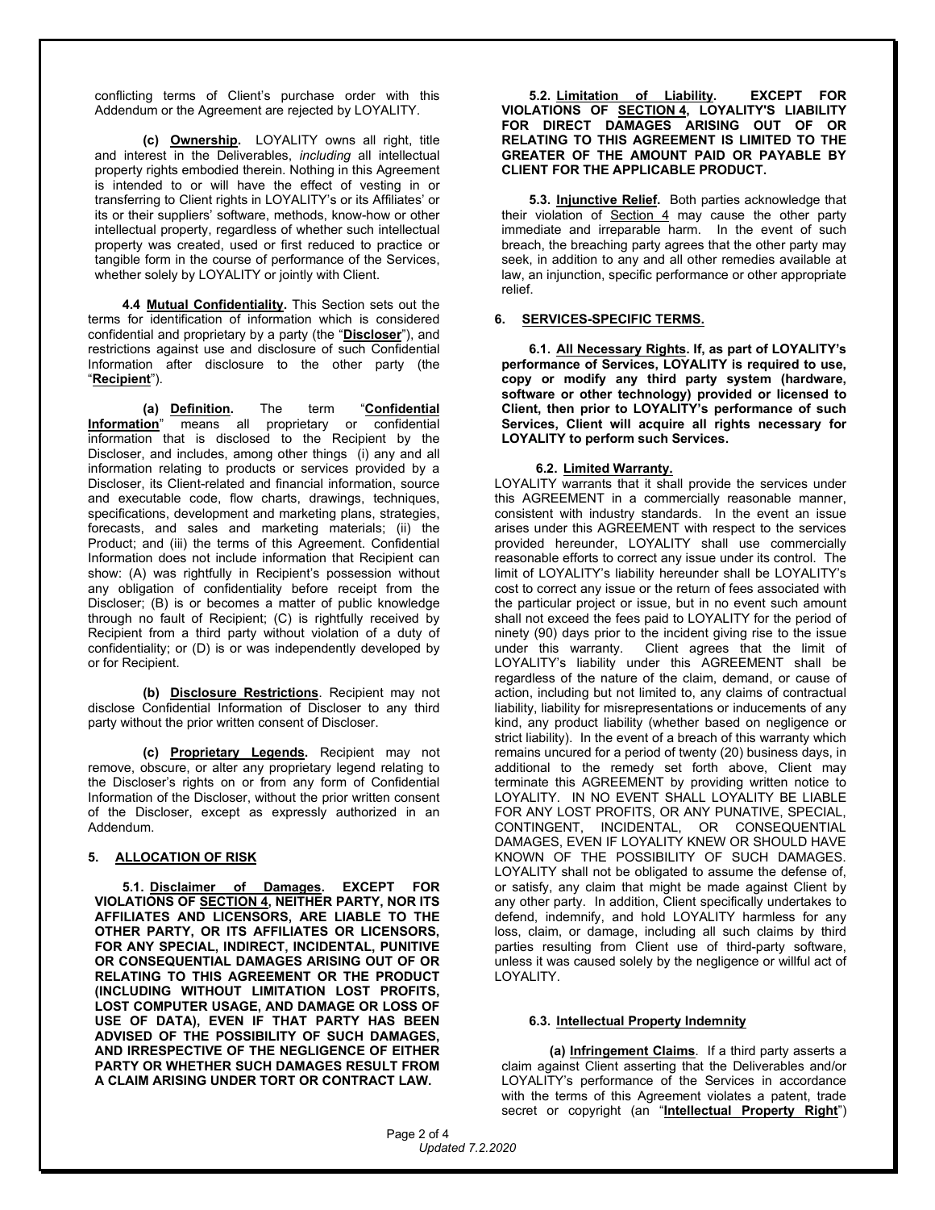conflicting terms of Client's purchase order with this Addendum or the Agreement are rejected by LOYALITY.

**(c) Ownership.** LOYALITY owns all right, title and interest in the Deliverables, *including* all intellectual property rights embodied therein. Nothing in this Agreement is intended to or will have the effect of vesting in or transferring to Client rights in LOYALITY's or its Affiliates' or its or their suppliers' software, methods, know-how or other intellectual property, regardless of whether such intellectual property was created, used or first reduced to practice or tangible form in the course of performance of the Services, whether solely by LOYALITY or jointly with Client.

**4.4 Mutual Confidentiality.** This Section sets out the terms for identification of information which is considered confidential and proprietary by a party (the "**Discloser**"), and restrictions against use and disclosure of such Confidential Information after disclosure to the other party (the "**Recipient**").

**(a) Definition.** The term "**Confidential Information**" means all proprietary or confidential information that is disclosed to the Recipient by the Discloser, and includes, among other things (i) any and all information relating to products or services provided by a Discloser, its Client-related and financial information, source and executable code, flow charts, drawings, techniques, specifications, development and marketing plans, strategies, forecasts, and sales and marketing materials; (ii) the Product; and (iii) the terms of this Agreement. Confidential Information does not include information that Recipient can show: (A) was rightfully in Recipient's possession without any obligation of confidentiality before receipt from the Discloser; (B) is or becomes a matter of public knowledge through no fault of Recipient; (C) is rightfully received by Recipient from a third party without violation of a duty of confidentiality; or (D) is or was independently developed by or for Recipient.

**(b) Disclosure Restrictions**. Recipient may not disclose Confidential Information of Discloser to any third party without the prior written consent of Discloser.

**(c) Proprietary Legends.** Recipient may not remove, obscure, or alter any proprietary legend relating to the Discloser's rights on or from any form of Confidential Information of the Discloser, without the prior written consent of the Discloser, except as expressly authorized in an Addendum.

## 5. ALLOCATION OF RISK

**5.1. Disclaimer of Damages. EXCEPT FOR VIOLATIONS OF SECTION 4, NEITHER PARTY, NOR ITS AFFILIATES AND LICENSORS, ARE LIABLE TO THE OTHER PARTY, OR ITS AFFILIATES OR LICENSORS, FOR ANY SPECIAL, INDIRECT, INCIDENTAL, PUNITIVE OR CONSEQUENTIAL DAMAGES ARISING OUT OF OR RELATING TO THIS AGREEMENT OR THE PRODUCT (INCLUDING WITHOUT LIMITATION LOST PROFITS, LOST COMPUTER USAGE, AND DAMAGE OR LOSS OF USE OF DATA), EVEN IF THAT PARTY HAS BEEN ADVISED OF THE POSSIBILITY OF SUCH DAMAGES, AND IRRESPECTIVE OF THE NEGLIGENCE OF EITHER PARTY OR WHETHER SUCH DAMAGES RESULT FROM A CLAIM ARISING UNDER TORT OR CONTRACT LAW.**

**5.2. Limitation of Liability. EXCEPT FOR VIOLATIONS OF SECTION 4, LOYALITY'S LIABILITY FOR DIRECT DAMAGES ARISING OUT OF OR RELATING TO THIS AGREEMENT IS LIMITED TO THE GREATER OF THE AMOUNT PAID OR PAYABLE BY CLIENT FOR THE APPLICABLE PRODUCT.**

**5.3. Injunctive Relief.** Both parties acknowledge that their violation of Section 4 may cause the other party immediate and irreparable harm. In the event of such breach, the breaching party agrees that the other party may seek, in addition to any and all other remedies available at law, an injunction, specific performance or other appropriate relief.

## 6. SERVICES-SPECIFIC TERMS.

**6.1. All Necessary Rights. If, as part of LOYALITY's performance of Services, LOYALITY is required to use, copy or modify any third party system (hardware, software or other technology) provided or licensed to Client, then prior to LOYALITY's performance of such Services, Client will acquire all rights necessary for LOYALITY to perform such Services.**

**6.2. Limited Warranty.**

LOYALITY warrants that it shall provide the services under this AGREEMENT in a commercially reasonable manner, consistent with industry standards. In the event an issue arises under this AGREEMENT with respect to the services provided hereunder, LOYALITY shall use commercially reasonable efforts to correct any issue under its control. The limit of LOYALITY's liability hereunder shall be LOYALITY's cost to correct any issue or the return of fees associated with the particular project or issue, but in no event such amount shall not exceed the fees paid to LOYALITY for the period of ninety (90) days prior to the incident giving rise to the issue under this warranty. Client agrees that the limit of LOYALITY's liability under this AGREEMENT shall be regardless of the nature of the claim, demand, or cause of action, including but not limited to, any claims of contractual liability, liability for misrepresentations or inducements of any kind, any product liability (whether based on negligence or strict liability). In the event of a breach of this warranty which remains uncured for a period of twenty (20) business days, in additional to the remedy set forth above, Client may terminate this AGREEMENT by providing written notice to LOYALITY. IN NO EVENT SHALL LOYALITY BE LIABLE FOR ANY LOST PROFITS, OR ANY PUNATIVE, SPECIAL, CONTINGENT, INCIDENTAL, OR CONSEQUENTIAL DAMAGES, EVEN IF LOYALITY KNEW OR SHOULD HAVE KNOWN OF THE POSSIBILITY OF SUCH DAMAGES. LOYALITY shall not be obligated to assume the defense of, or satisfy, any claim that might be made against Client by any other party. In addition, Client specifically undertakes to defend, indemnify, and hold LOYALITY harmless for any loss, claim, or damage, including all such claims by third parties resulting from Client use of third-party software, unless it was caused solely by the negligence or willful act of LOYALITY.

**6.3. Intellectual Property Indemnity**

**(a) Infringement Claims**. If a third party asserts a claim against Client asserting that the Deliverables and/or LOYALITY's performance of the Services in accordance with the terms of this Agreement violates a patent, trade secret or copyright (an "**Intellectual Property Right**")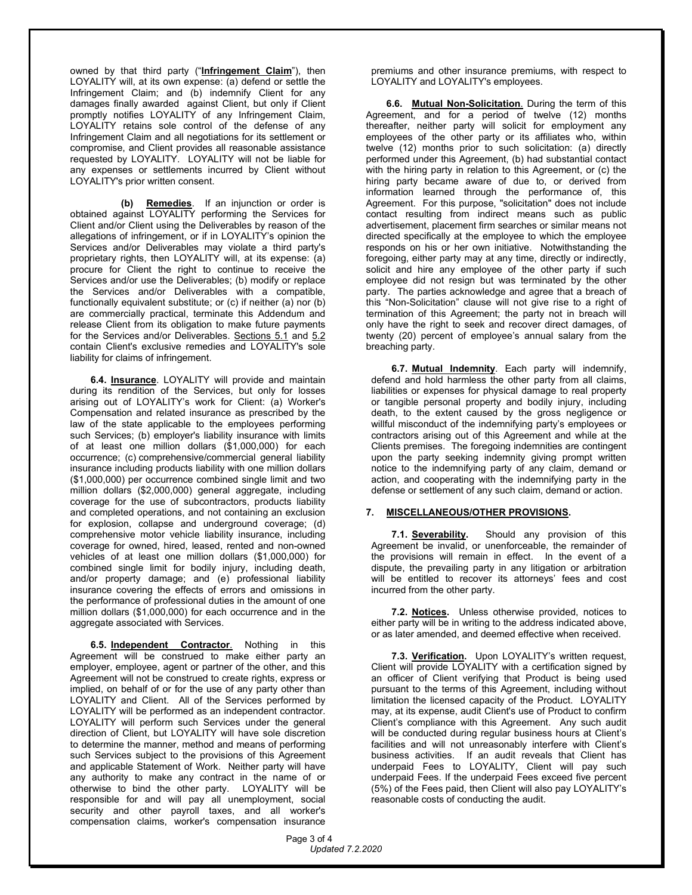owned by that third party ("**Infringement Claim**"), then LOYALITY will, at its own expense: (a) defend or settle the Infringement Claim; and (b) indemnify Client for any damages finally awarded against Client, but only if Client promptly notifies LOYALITY of any Infringement Claim, LOYALITY retains sole control of the defense of any Infringement Claim and all negotiations for its settlement or compromise, and Client provides all reasonable assistance requested by LOYALITY. LOYALITY will not be liable for any expenses or settlements incurred by Client without LOYALITY's prior written consent.

**(b) Remedies**. If an injunction or order is obtained against LOYALITY performing the Services for Client and/or Client using the Deliverables by reason of the allegations of infringement, or if in LOYALITY's opinion the Services and/or Deliverables may violate a third party's proprietary rights, then LOYALITY will, at its expense: (a) procure for Client the right to continue to receive the Services and/or use the Deliverables; (b) modify or replace the Services and/or Deliverables with a compatible, functionally equivalent substitute; or (c) if neither (a) nor (b) are commercially practical, terminate this Addendum and release Client from its obligation to make future payments for the Services and/or Deliverables. Sections 5.1 and 5.2 contain Client's exclusive remedies and LOYALITY's sole liability for claims of infringement.

**6.4. Insurance**. LOYALITY will provide and maintain during its rendition of the Services, but only for losses arising out of LOYALITY's work for Client: (a) Worker's Compensation and related insurance as prescribed by the law of the state applicable to the employees performing such Services; (b) employer's liability insurance with limits of at least one million dollars ($1,000,000) for each occurrence; (c) comprehensive/commercial general liability insurance including products liability with one million dollars ($1,000,000) per occurrence combined single limit and two million dollars ($2,000,000) general aggregate, including coverage for the use of subcontractors, products liability and completed operations, and not containing an exclusion for explosion, collapse and underground coverage; (d) comprehensive motor vehicle liability insurance, including coverage for owned, hired, leased, rented and non-owned vehicles of at least one million dollars ($1,000,000) for combined single limit for bodily injury, including death, and/or property damage; and (e) professional liability insurance covering the effects of errors and omissions in the performance of professional duties in the amount of one million dollars ($1,000,000) for each occurrence and in the aggregate associated with Services.

**6.5. Independent Contractor**. Nothing in this Agreement will be construed to make either party an employer, employee, agent or partner of the other, and this Agreement will not be construed to create rights, express or implied, on behalf of or for the use of any party other than LOYALITY and Client. All of the Services performed by LOYALITY will be performed as an independent contractor. LOYALITY will perform such Services under the general direction of Client, but LOYALITY will have sole discretion to determine the manner, method and means of performing such Services subject to the provisions of this Agreement and applicable Statement of Work. Neither party will have any authority to make any contract in the name of or otherwise to bind the other party. LOYALITY will be responsible for and will pay all unemployment, social security and other payroll taxes, and all worker's compensation claims, worker's compensation insurance premiums and other insurance premiums, with respect to LOYALITY and LOYALITY's employees.

**6.6. Mutual Non-Solicitation**. During the term of this Agreement, and for a period of twelve (12) months thereafter, neither party will solicit for employment any employees of the other party or its affiliates who, within twelve (12) months prior to such solicitation: (a) directly performed under this Agreement, (b) had substantial contact with the hiring party in relation to this Agreement, or (c) the hiring party became aware of due to, or derived from information learned through the performance of, this Agreement. For this purpose, "solicitation" does not include contact resulting from indirect means such as public advertisement, placement firm searches or similar means not directed specifically at the employee to which the employee responds on his or her own initiative. Notwithstanding the foregoing, either party may at any time, directly or indirectly, solicit and hire any employee of the other party if such employee did not resign but was terminated by the other party. The parties acknowledge and agree that a breach of this "Non-Solicitation" clause will not give rise to a right of termination of this Agreement; the party not in breach will only have the right to seek and recover direct damages, of twenty (20) percent of employee's annual salary from the breaching party.

**6.7. Mutual Indemnity**. Each party will indemnify, defend and hold harmless the other party from all claims, liabilities or expenses for physical damage to real property or tangible personal property and bodily injury, including death, to the extent caused by the gross negligence or willful misconduct of the indemnifying party's employees or contractors arising out of this Agreement and while at the Clients premises. The foregoing indemnities are contingent upon the party seeking indemnity giving prompt written notice to the indemnifying party of any claim, demand or action, and cooperating with the indemnifying party in the defense or settlement of any such claim, demand or action.

## 7. MISCELLANEOUS/OTHER PROVISIONS.

**7.1. Severability.** Should any provision of this Agreement be invalid, or unenforceable, the remainder of the provisions will remain in effect. In the event of a dispute, the prevailing party in any litigation or arbitration will be entitled to recover its attorneys' fees and cost incurred from the other party.

**7.2. Notices.** Unless otherwise provided, notices to either party will be in writing to the address indicated above, or as later amended, and deemed effective when received.

**7.3. Verification.** Upon LOYALITY's written request, Client will provide LOYALITY with a certification signed by an officer of Client verifying that Product is being used pursuant to the terms of this Agreement, including without limitation the licensed capacity of the Product. LOYALITY may, at its expense, audit Client's use of Product to confirm Client's compliance with this Agreement. Any such audit will be conducted during regular business hours at Client's facilities and will not unreasonably interfere with Client's business activities. If an audit reveals that Client has underpaid Fees to LOYALITY, Client will pay such underpaid Fees. If the underpaid Fees exceed five percent (5%) of the Fees paid, then Client will also pay LOYALITY's reasonable costs of conducting the audit.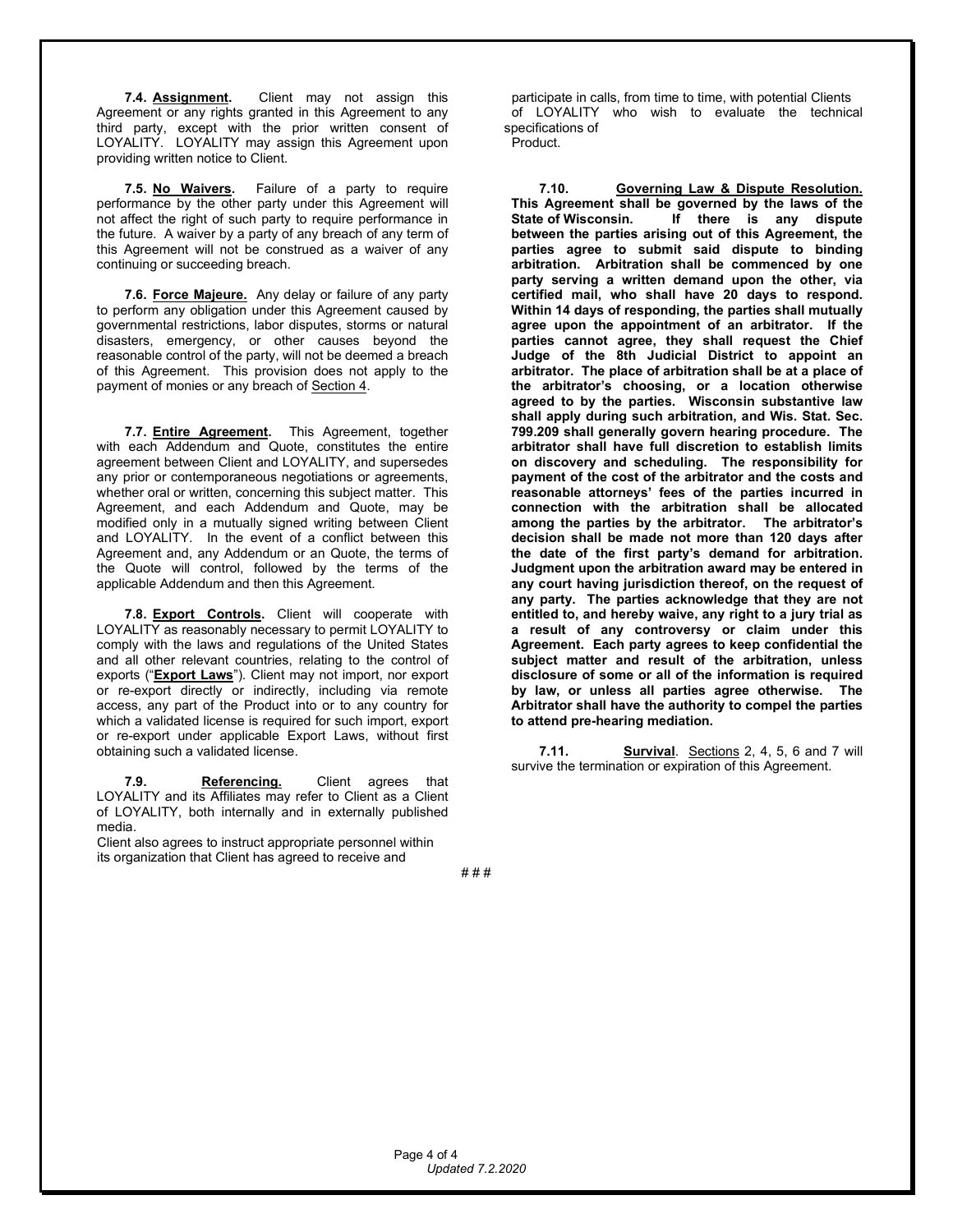**7.4. Assignment.** Client may not assign this Agreement or any rights granted in this Agreement to any third party, except with the prior written consent of LOYALITY. LOYALITY may assign this Agreement upon providing written notice to Client.

**7.5. No Waivers.** Failure of a party to require performance by the other party under this Agreement will not affect the right of such party to require performance in the future. A waiver by a party of any breach of any term of this Agreement will not be construed as a waiver of any continuing or succeeding breach.

**7.6. Force Majeure.** Any delay or failure of any party to perform any obligation under this Agreement caused by governmental restrictions, labor disputes, storms or natural disasters, emergency, or other causes beyond the reasonable control of the party, will not be deemed a breach of this Agreement. This provision does not apply to the payment of monies or any breach of Section 4.

**7.7. Entire Agreement.** This Agreement, together with each Addendum and Quote, constitutes the entire agreement between Client and LOYALITY, and supersedes any prior or contemporaneous negotiations or agreements, whether oral or written, concerning this subject matter. This Agreement, and each Addendum and Quote, may be modified only in a mutually signed writing between Client and LOYALITY. In the event of a conflict between this Agreement and, any Addendum or an Quote, the terms of the Quote will control, followed by the terms of the applicable Addendum and then this Agreement.

**7.8. Export Controls.** Client will cooperate with LOYALITY as reasonably necessary to permit LOYALITY to comply with the laws and regulations of the United States and all other relevant countries, relating to the control of exports ("**Export Laws**"). Client may not import, nor export or re-export directly or indirectly, including via remote access, any part of the Product into or to any country for which a validated license is required for such import, export or re-export under applicable Export Laws, without first obtaining such a validated license.

**7.9. Referencing.** Client agrees that LOYALITY and its Affiliates may refer to Client as a Client of LOYALITY, both internally and in externally published media.
Client also agrees to instruct appropriate personnel within its organization that Client has agreed to receive and participate in calls, from time to time, with potential Clients of LOYALITY who wish to evaluate the technical specifications of Product.

**7.10. Governing Law & Dispute Resolution. This Agreement shall be governed by the laws of the State of Wisconsin. If there is any dispute between the parties arising out of this Agreement, the parties agree to submit said dispute to binding arbitration. Arbitration shall be commenced by one party serving a written demand upon the other, via certified mail, who shall have 20 days to respond. Within 14 days of responding, the parties shall mutually agree upon the appointment of an arbitrator. If the parties cannot agree, they shall request the Chief Judge of the 8th Judicial District to appoint an arbitrator. The place of arbitration shall be at a place of the arbitrator's choosing, or a location otherwise agreed to by the parties. Wisconsin substantive law shall apply during such arbitration, and Wis. Stat. Sec. 799.209 shall generally govern hearing procedure. The arbitrator shall have full discretion to establish limits on discovery and scheduling. The responsibility for payment of the cost of the arbitrator and the costs and reasonable attorneys' fees of the parties incurred in connection with the arbitration shall be allocated among the parties by the arbitrator. The arbitrator's decision shall be made not more than 120 days after the date of the first party's demand for arbitration. Judgment upon the arbitration award may be entered in any court having jurisdiction thereof, on the request of any party. The parties acknowledge that they are not entitled to, and hereby waive, any right to a jury trial as a result of any controversy or claim under this Agreement. Each party agrees to keep confidential the subject matter and result of the arbitration, unless disclosure of some or all of the information is required by law, or unless all parties agree otherwise. The Arbitrator shall have the authority to compel the parties to attend pre-hearing mediation.**

**7.11. Survival**. Sections 2, 4, 5, 6 and 7 will survive the termination or expiration of this Agreement.

# # #

*Updated 7.2.2020*